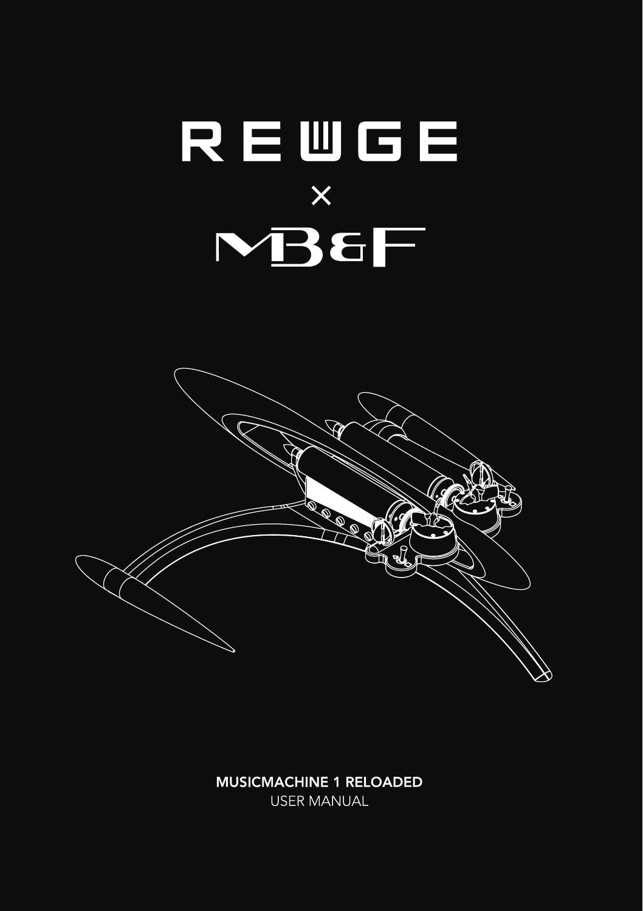# REUGE

×

# MB&F

**MUSICMACHINE 1 RELOADED**

USER MANUAL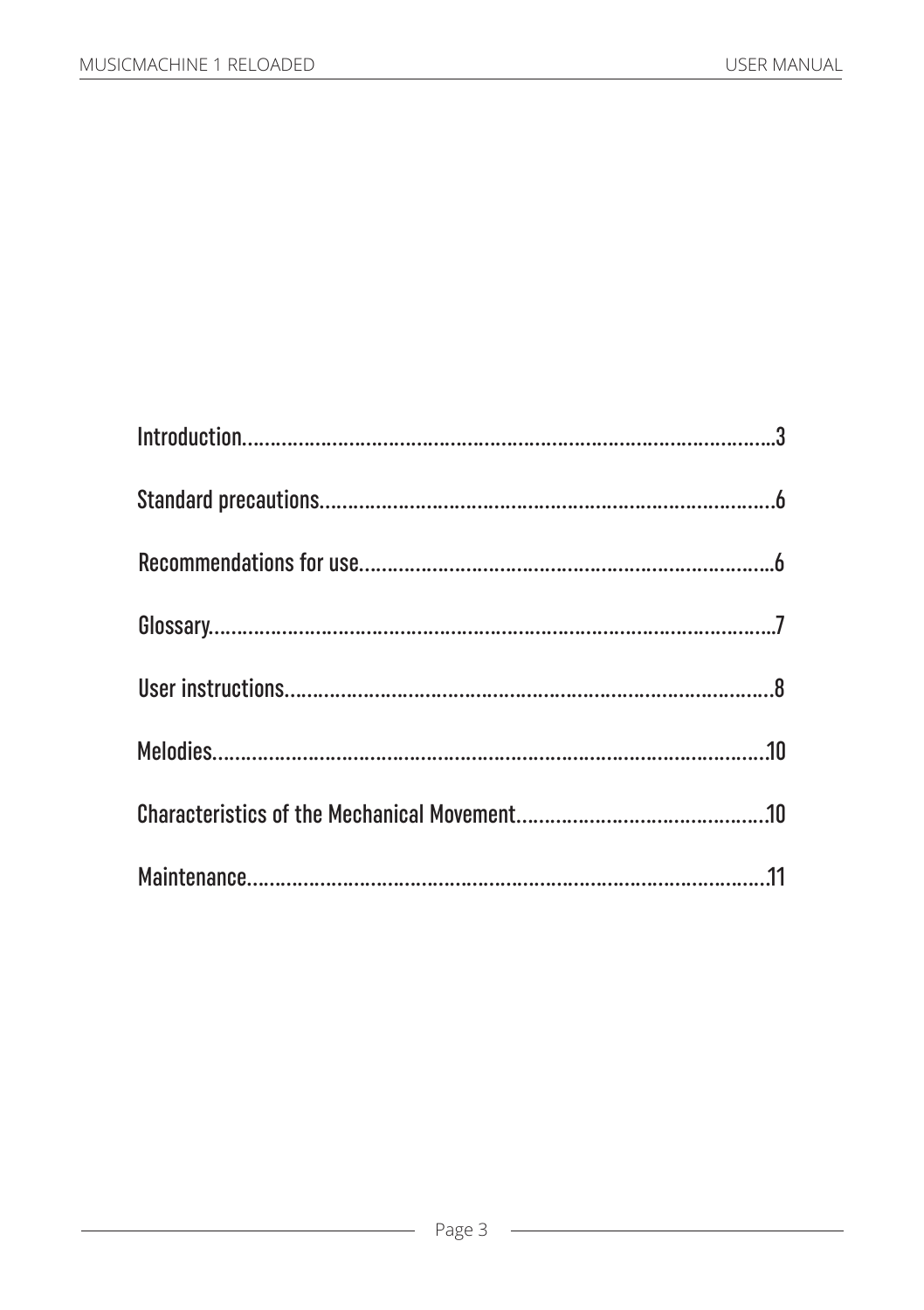Introduction..........................................................................................3

Standard precautions..............................................................................6

Recommendations for use.......................................................................6

Glossary...................................................................................................7

User instructions......................................................................................8

Melodies.................................................................................................10

Characteristics of the Mechanical Movement..........................................10

Maintenance...........................................................................................11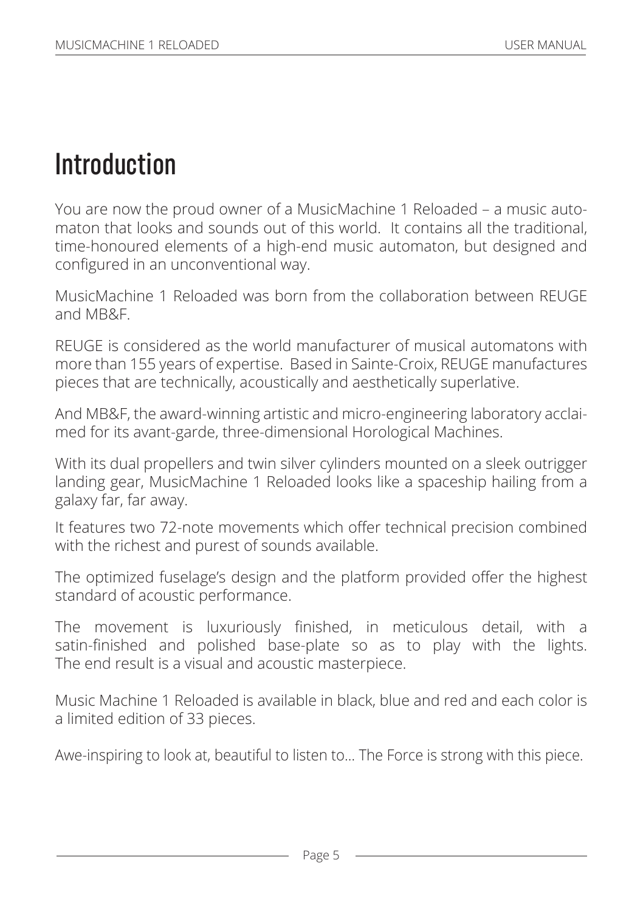# Introduction

You are now the proud owner of a MusicMachine 1 Reloaded – a music automaton that looks and sounds out of this world. It contains all the traditional, time-honoured elements of a high-end music automaton, but designed and configured in an unconventional way.

MusicMachine 1 Reloaded was born from the collaboration between REUGE and MB&F.

REUGE is considered as the world manufacturer of musical automatons with more than 155 years of expertise. Based in Sainte-Croix, REUGE manufactures pieces that are technically, acoustically and aesthetically superlative.

And MB&F, the award-winning artistic and micro-engineering laboratory acclaimed for its avant-garde, three-dimensional Horological Machines.

With its dual propellers and twin silver cylinders mounted on a sleek outrigger landing gear, MusicMachine 1 Reloaded looks like a spaceship hailing from a galaxy far, far away.

It features two 72-note movements which offer technical precision combined with the richest and purest of sounds available.

The optimized fuselage's design and the platform provided offer the highest standard of acoustic performance.

The movement is luxuriously finished, in meticulous detail, with a satin-finished and polished base-plate so as to play with the lights. The end result is a visual and acoustic masterpiece.

Music Machine 1 Reloaded is available in black, blue and red and each color is a limited edition of 33 pieces.

Awe-inspiring to look at, beautiful to listen to... The Force is strong with this piece.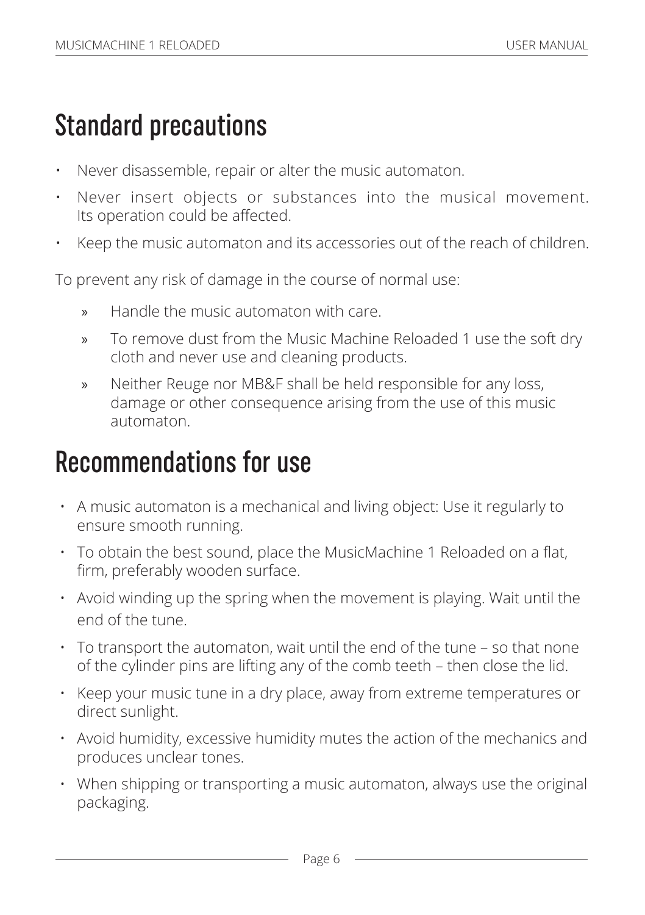# Standard precautions

- Never disassemble, repair or alter the music automaton.
- Never insert objects or substances into the musical movement. Its operation could be affected.
- Keep the music automaton and its accessories out of the reach of children.

To prevent any risk of damage in the course of normal use:

  » Handle the music automaton with care.

  » To remove dust from the Music Machine Reloaded 1 use the soft dry cloth and never use and cleaning products.

  » Neither Reuge nor MB&F shall be held responsible for any loss, damage or other consequence arising from the use of this music automaton.

# Recommendations for use

- A music automaton is a mechanical and living object: Use it regularly to ensure smooth running.
- To obtain the best sound, place the MusicMachine 1 Reloaded on a flat, firm, preferably wooden surface.
- Avoid winding up the spring when the movement is playing. Wait until the end of the tune.
- To transport the automaton, wait until the end of the tune – so that none of the cylinder pins are lifting any of the comb teeth – then close the lid.
- Keep your music tune in a dry place, away from extreme temperatures or direct sunlight.
- Avoid humidity, excessive humidity mutes the action of the mechanics and produces unclear tones.
- When shipping or transporting a music automaton, always use the original packaging.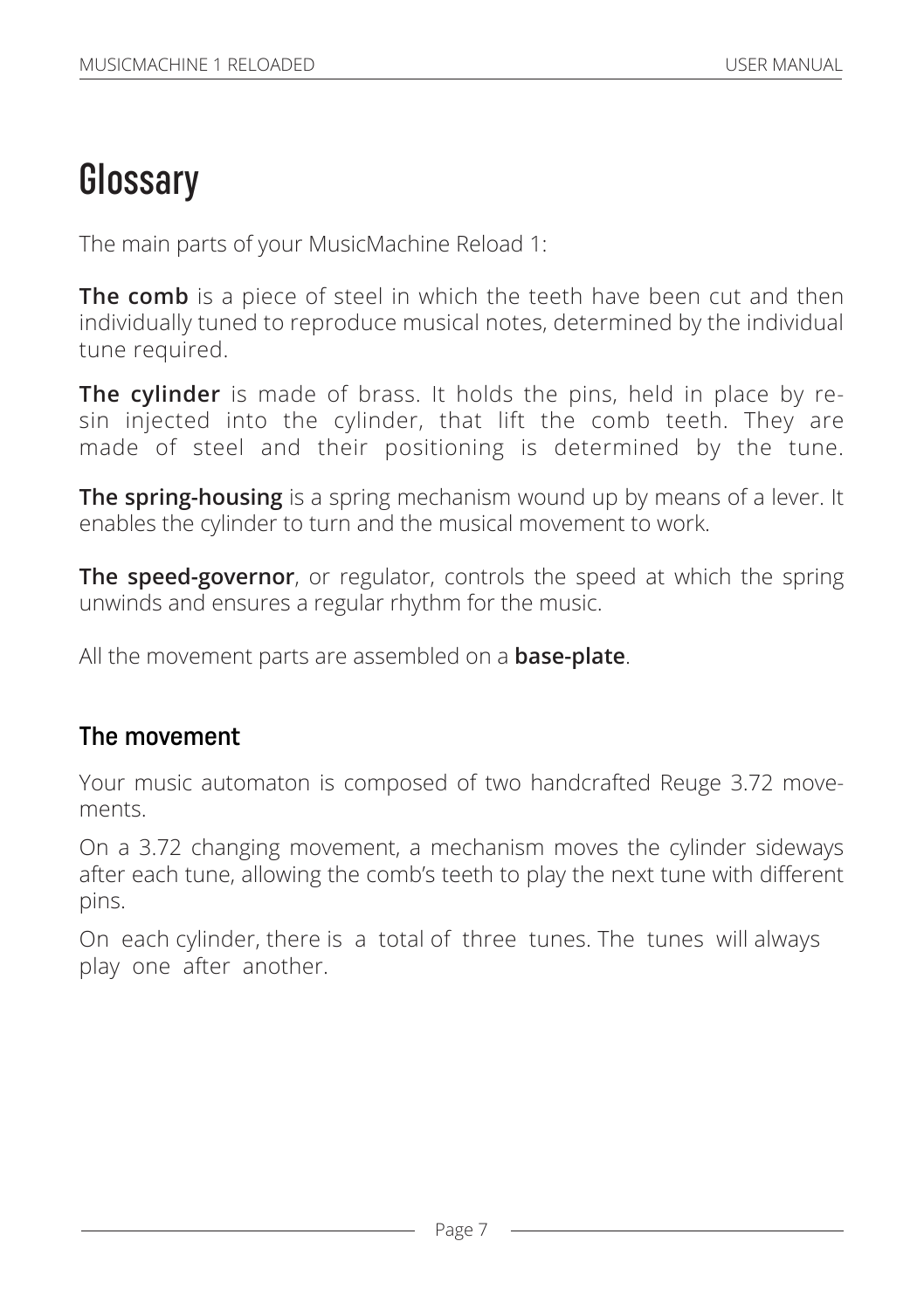# Glossary

The main parts of your MusicMachine Reload 1:

**The comb** is a piece of steel in which the teeth have been cut and then individually tuned to reproduce musical notes, determined by the individual tune required.

**The cylinder** is made of brass. It holds the pins, held in place by resin injected into the cylinder, that lift the comb teeth. They are made of steel and their positioning is determined by the tune.

**The spring-housing** is a spring mechanism wound up by means of a lever. It enables the cylinder to turn and the musical movement to work.

**The speed-governor**, or regulator, controls the speed at which the spring unwinds and ensures a regular rhythm for the music.

All the movement parts are assembled on a **base-plate**.

## The movement

Your music automaton is composed of two handcrafted Reuge 3.72 movements.

On a 3.72 changing movement, a mechanism moves the cylinder sideways after each tune, allowing the comb's teeth to play the next tune with different pins.

On each cylinder, there is a total of three tunes. The tunes will always play one after another.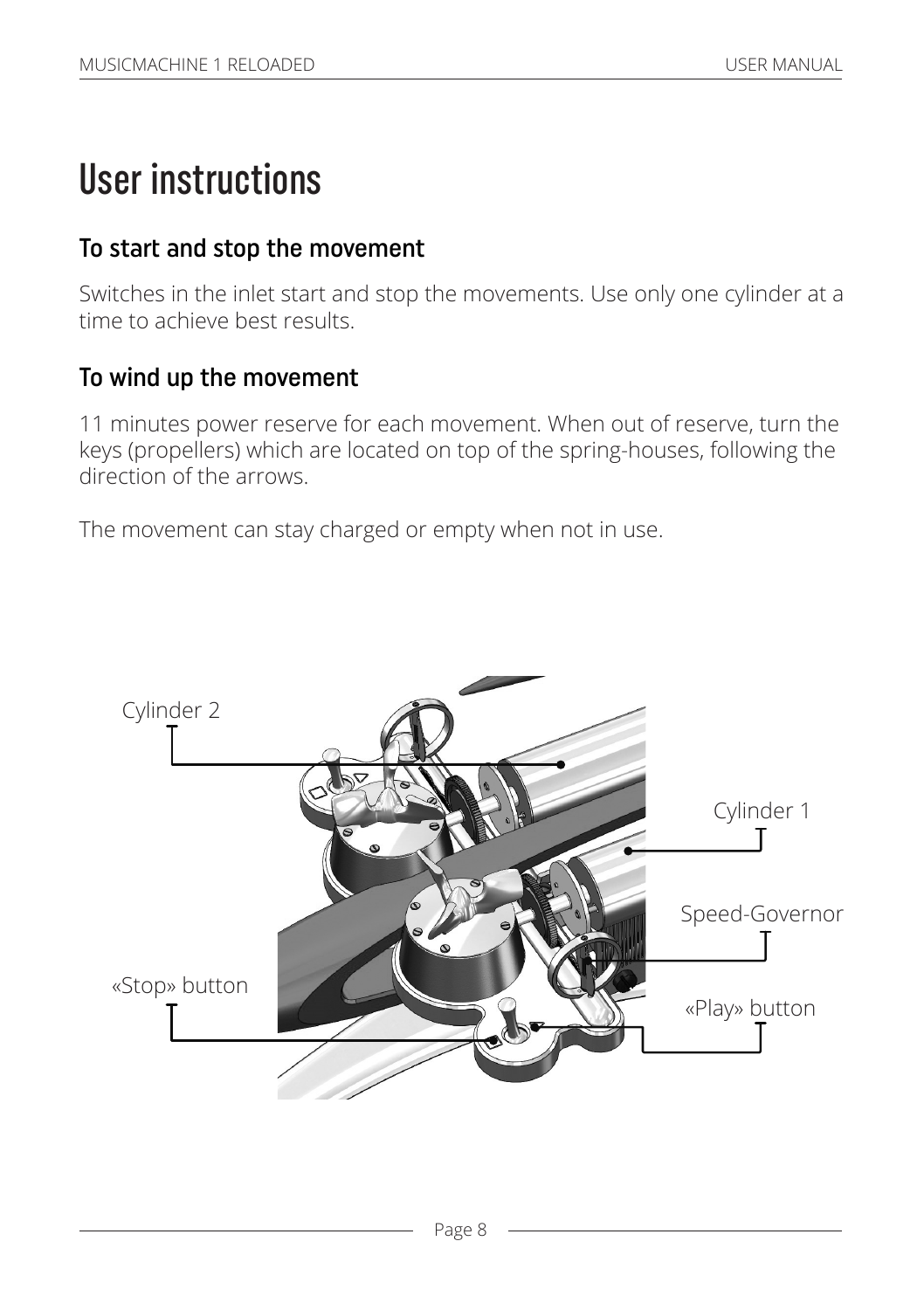# User instructions

## To start and stop the movement

Switches in the inlet start and stop the movements. Use only one cylinder at a time to achieve best results.

## To wind up the movement

11 minutes power reserve for each movement. When out of reserve, turn the keys (propellers) which are located on top of the spring-houses, following the direction of the arrows.

The movement can stay charged or empty when not in use.

Cylinder 2

Cylinder 1

Speed-Governor

«Stop» button

«Play» button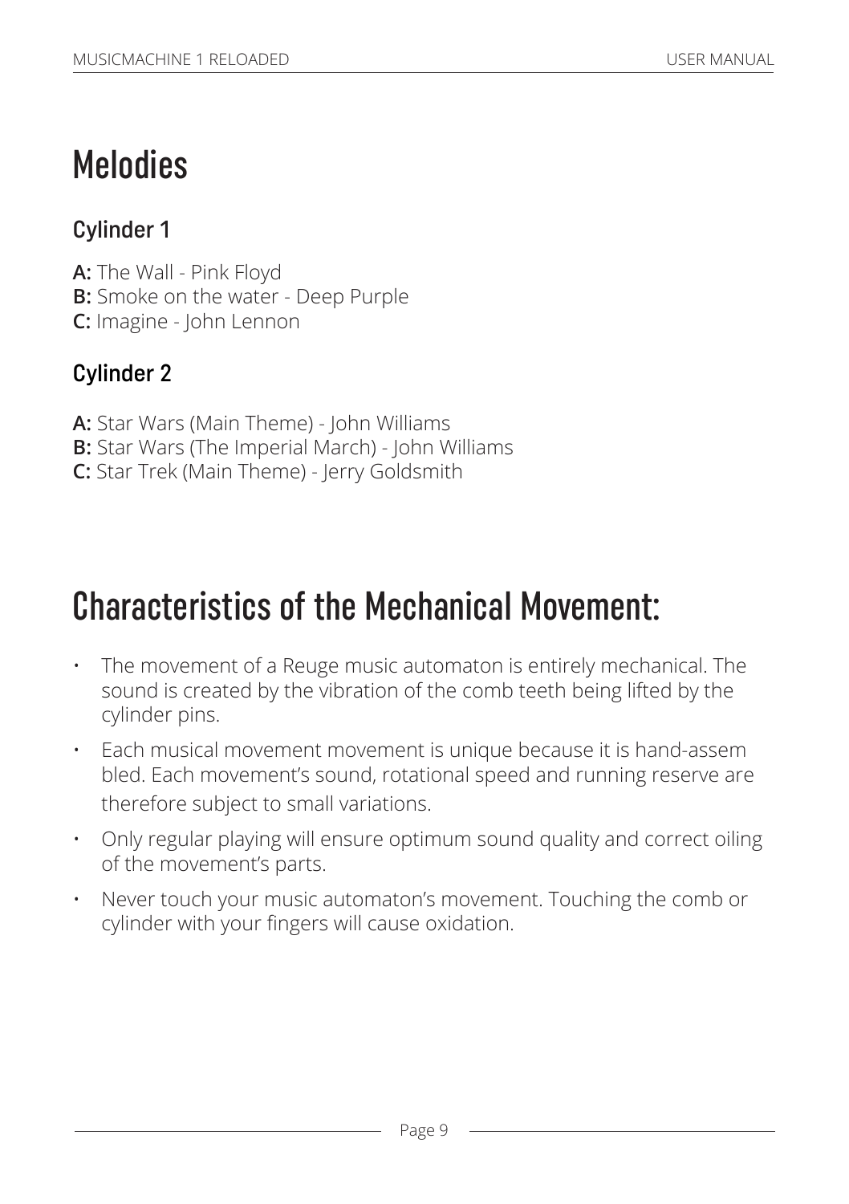# Melodies

## Cylinder 1

**A:** The Wall - Pink Floyd
**B:** Smoke on the water - Deep Purple
**C:** Imagine - John Lennon

## Cylinder 2

**A:** Star Wars (Main Theme) - John Williams
**B:** Star Wars (The Imperial March) - John Williams
**C:** Star Trek (Main Theme) - Jerry Goldsmith

# Characteristics of the Mechanical Movement:

- The movement of a Reuge music automaton is entirely mechanical. The sound is created by the vibration of the comb teeth being lifted by the cylinder pins.
- Each musical movement movement is unique because it is hand-assem bled. Each movement's sound, rotational speed and running reserve are therefore subject to small variations.
- Only regular playing will ensure optimum sound quality and correct oiling of the movement's parts.
- Never touch your music automaton's movement. Touching the comb or cylinder with your fingers will cause oxidation.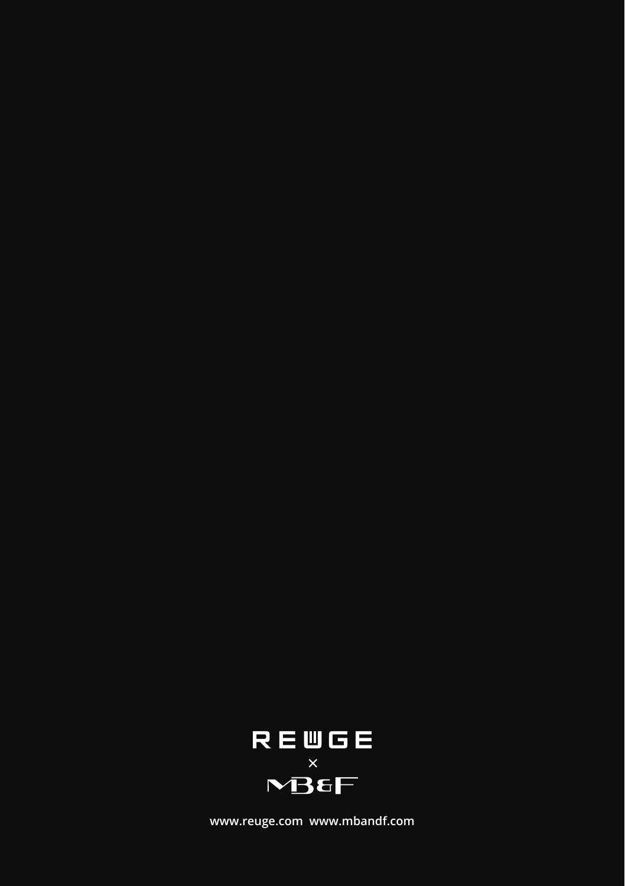REUGE

×

MB&F

www.reuge.com  www.mbandf.com